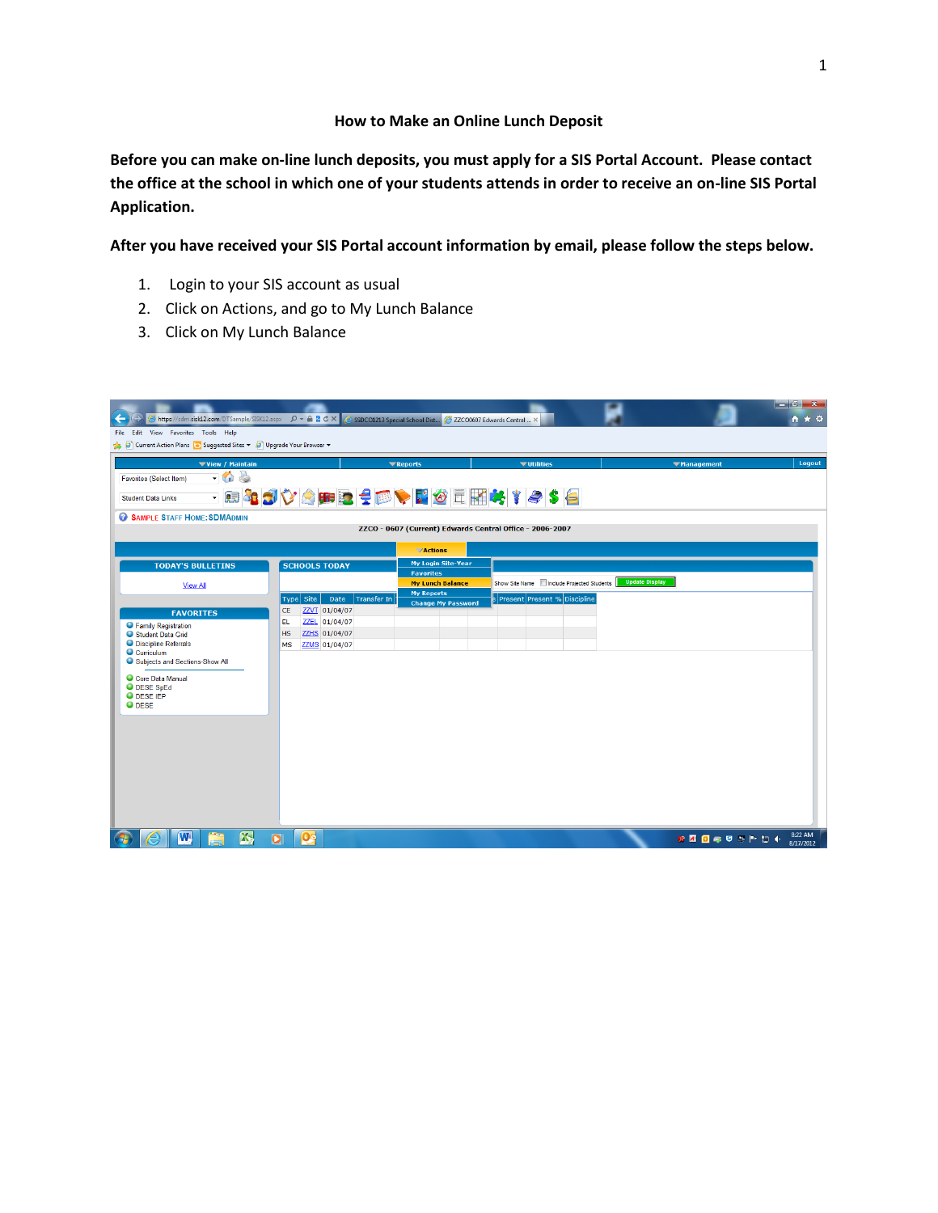# How to Make an Online Lunch Deposit

**Before you can make on-line lunch deposits, you must apply for a SIS Portal Account. Please contact the office at the school in which one of your students attends in order to receive an on-line SIS Portal Application.**

**After you have received your SIS Portal account information by email, please follow the steps below.**

1. Login to your SIS account as usual
2. Click on Actions, and go to My Lunch Balance
3. Click on My Lunch Balance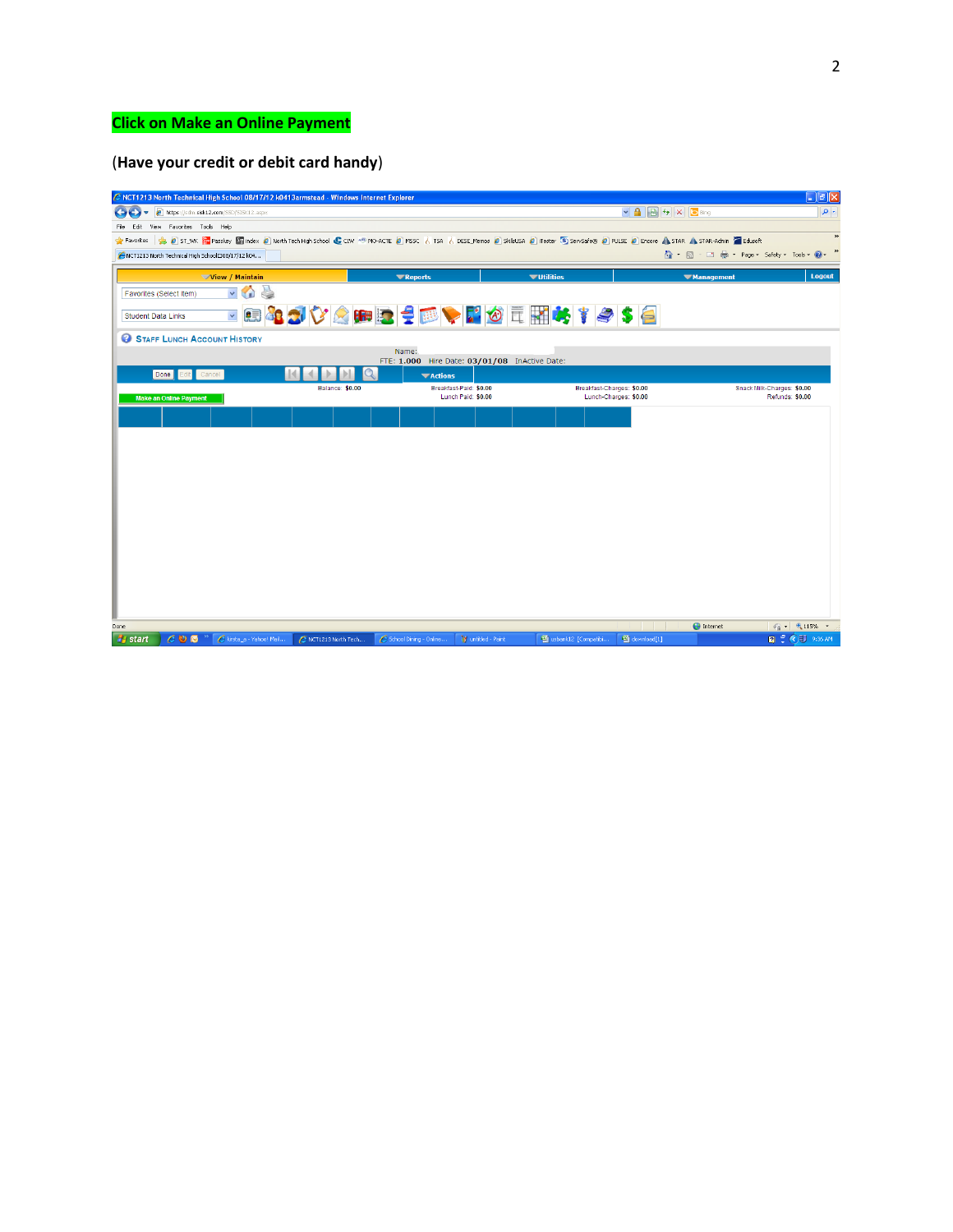**Click on Make an Online Payment**

(**Have your credit or debit card handy**)

NCT1213 North Technical High School 08/17/12 k0413armstead - Windows Internet Explorer

View / Maintain | Reports | Utilities | Management | Logout

Favorites (Select Item)

Student Data Links

STAFF LUNCH ACCOUNT HISTORY

Name:

FTE: 1.000 Hire Date: 03/01/08 InActive Date:

Done | Edit | Cancel

Actions

Make an Online Payment

Balance: $0.00

Breakfast-Paid: $0.00

Lunch Paid: $0.00

Breakfast-Charges: $0.00

Lunch-Charges: $0.00

Snack Milk-Charges: $0.00

Refunds: $0.00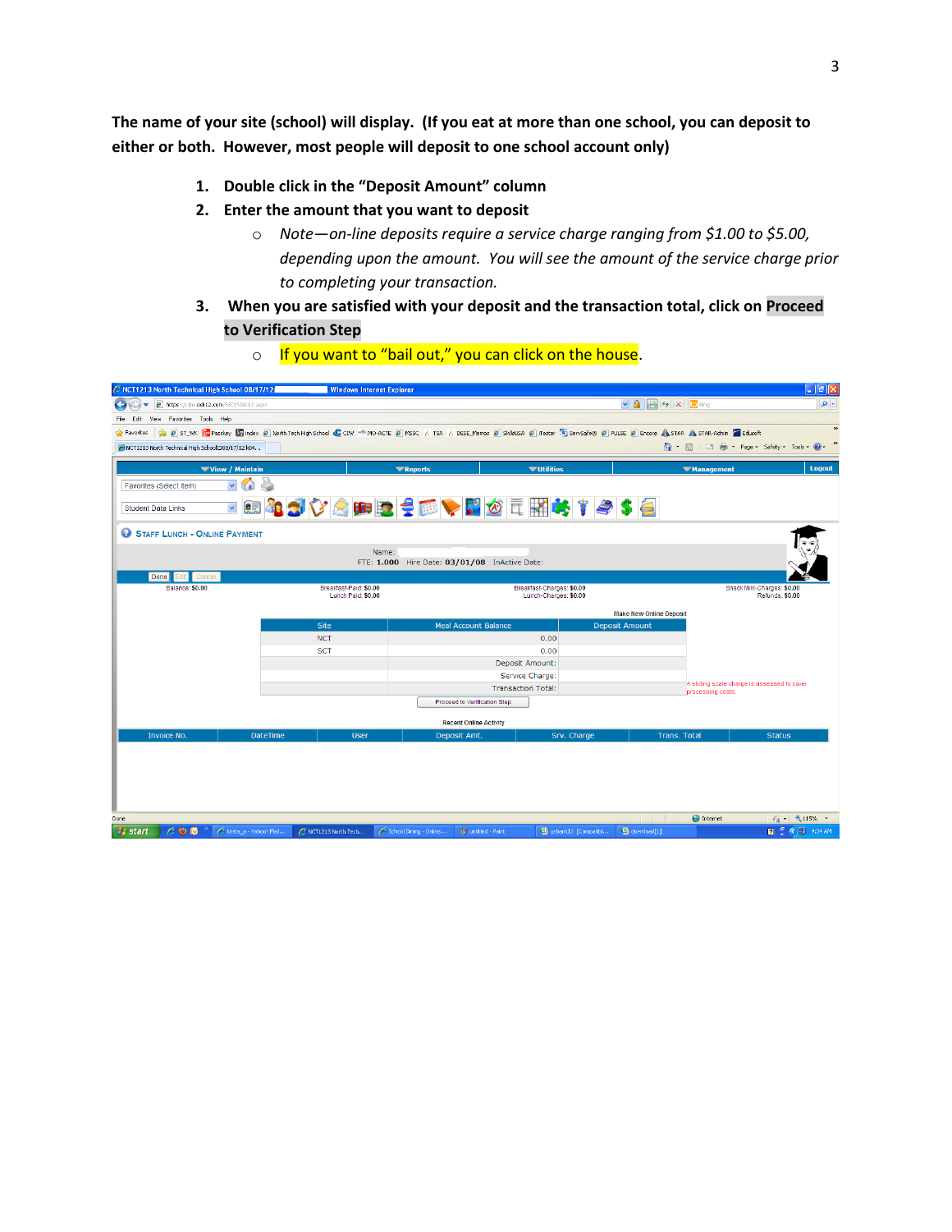**The name of your site (school) will display. (If you eat at more than one school, you can deposit to either or both. However, most people will deposit to one school account only)**

1. **Double click in the "Deposit Amount" column**
2. **Enter the amount that you want to deposit**
   - *Note—on-line deposits require a service charge ranging from $1.00 to $5.00, depending upon the amount. You will see the amount of the service charge prior to completing your transaction.*
3. **When you are satisfied with your deposit and the transaction total, click on Proceed to Verification Step**
   - If you want to "bail out," you can click on the house.